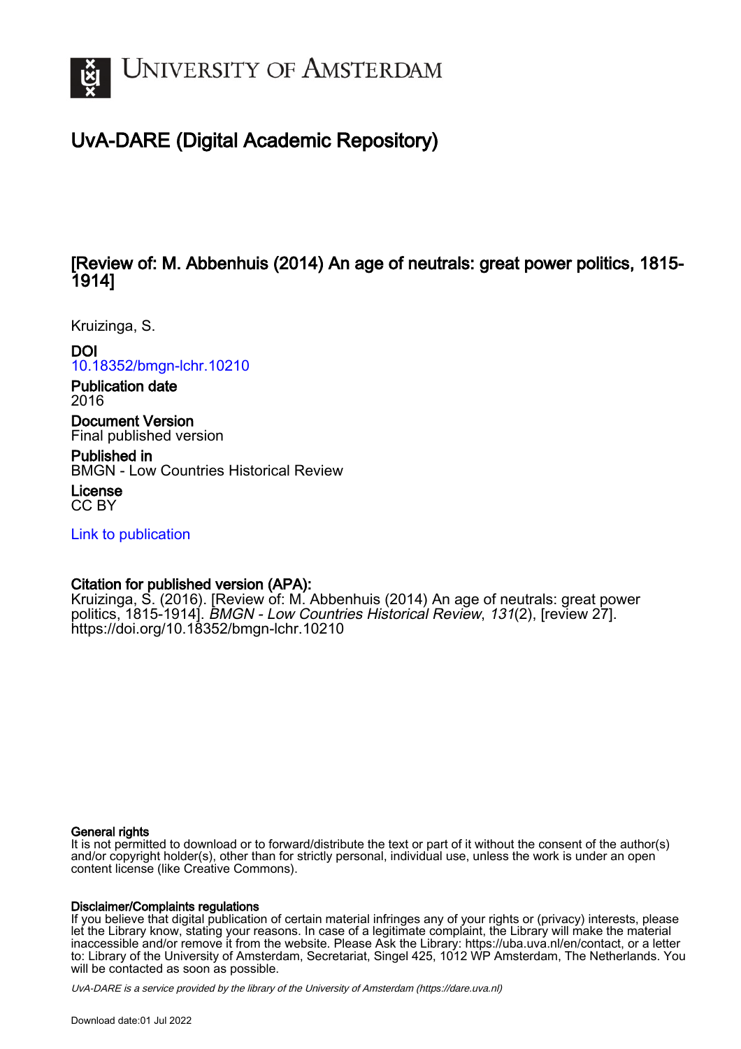# UvA-DARE (Digital Academic Repository)

## [Review of: M. Abbenhuis (2014) An age of neutrals: great power politics, 1815-1914]

Kruizinga, S.

**DOI**
10.18352/bmgn-lchr.10210

**Publication date**
2016

**Document Version**
Final published version

**Published in**
BMGN - Low Countries Historical Review

**License**
CC BY

Link to publication

**Citation for published version (APA):**
Kruizinga, S. (2016). [Review of: M. Abbenhuis (2014) An age of neutrals: great power politics, 1815-1914]. *BMGN - Low Countries Historical Review*, *131*(2), [review 27]. https://doi.org/10.18352/bmgn-lchr.10210

**General rights**
It is not permitted to download or to forward/distribute the text or part of it without the consent of the author(s) and/or copyright holder(s), other than for strictly personal, individual use, unless the work is under an open content license (like Creative Commons).

**Disclaimer/Complaints regulations**
If you believe that digital publication of certain material infringes any of your rights or (privacy) interests, please let the Library know, stating your reasons. In case of a legitimate complaint, the Library will make the material inaccessible and/or remove it from the website. Please Ask the Library: https://uba.uva.nl/en/contact, or a letter to: Library of the University of Amsterdam, Secretariat, Singel 425, 1012 WP Amsterdam, The Netherlands. You will be contacted as soon as possible.

UvA-DARE is a service provided by the library of the University of Amsterdam (https://dare.uva.nl)

Download date:01 Jul 2022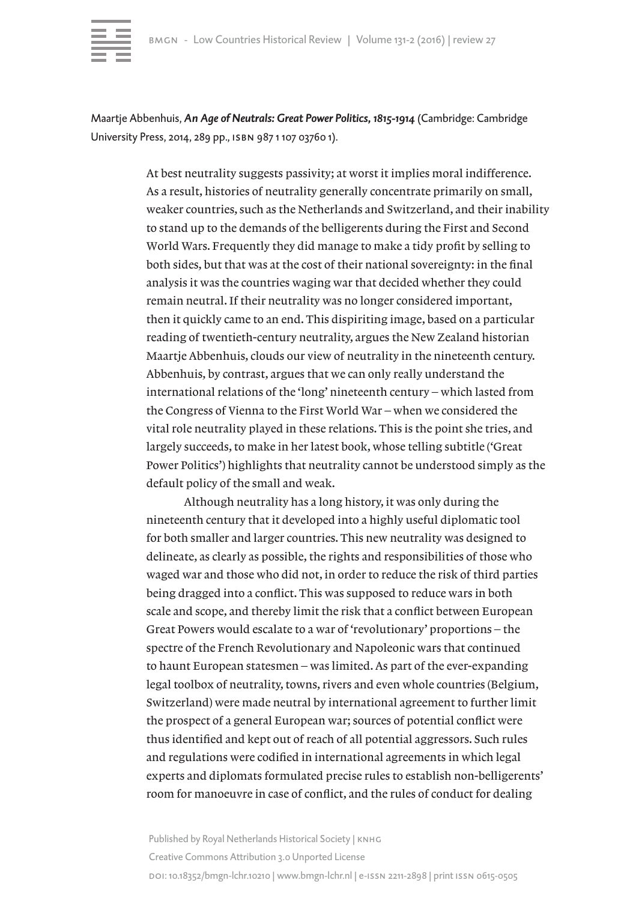Maartje Abbenhuis, ***An Age of Neutrals: Great Power Politics, 1815-1914*** (Cambridge: Cambridge University Press, 2014, 289 pp., ISBN 987 1 107 03760 1).

At best neutrality suggests passivity; at worst it implies moral indifference. As a result, histories of neutrality generally concentrate primarily on small, weaker countries, such as the Netherlands and Switzerland, and their inability to stand up to the demands of the belligerents during the First and Second World Wars. Frequently they did manage to make a tidy profit by selling to both sides, but that was at the cost of their national sovereignty: in the final analysis it was the countries waging war that decided whether they could remain neutral. If their neutrality was no longer considered important, then it quickly came to an end. This dispiriting image, based on a particular reading of twentieth-century neutrality, argues the New Zealand historian Maartje Abbenhuis, clouds our view of neutrality in the nineteenth century. Abbenhuis, by contrast, argues that we can only really understand the international relations of the 'long' nineteenth century – which lasted from the Congress of Vienna to the First World War – when we considered the vital role neutrality played in these relations. This is the point she tries, and largely succeeds, to make in her latest book, whose telling subtitle ('Great Power Politics') highlights that neutrality cannot be understood simply as the default policy of the small and weak.

Although neutrality has a long history, it was only during the nineteenth century that it developed into a highly useful diplomatic tool for both smaller and larger countries. This new neutrality was designed to delineate, as clearly as possible, the rights and responsibilities of those who waged war and those who did not, in order to reduce the risk of third parties being dragged into a conflict. This was supposed to reduce wars in both scale and scope, and thereby limit the risk that a conflict between European Great Powers would escalate to a war of 'revolutionary' proportions – the spectre of the French Revolutionary and Napoleonic wars that continued to haunt European statesmen – was limited. As part of the ever-expanding legal toolbox of neutrality, towns, rivers and even whole countries (Belgium, Switzerland) were made neutral by international agreement to further limit the prospect of a general European war; sources of potential conflict were thus identified and kept out of reach of all potential aggressors. Such rules and regulations were codified in international agreements in which legal experts and diplomats formulated precise rules to establish non-belligerents' room for manoeuvre in case of conflict, and the rules of conduct for dealing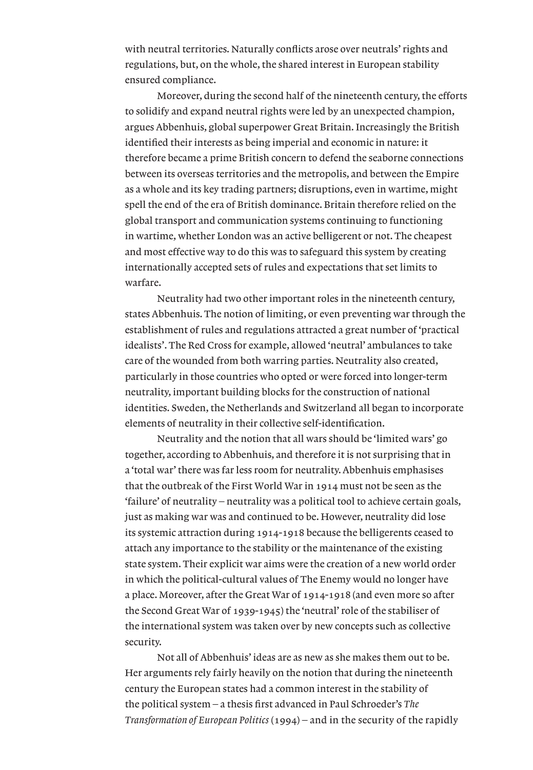with neutral territories. Naturally conflicts arose over neutrals' rights and regulations, but, on the whole, the shared interest in European stability ensured compliance.

Moreover, during the second half of the nineteenth century, the efforts to solidify and expand neutral rights were led by an unexpected champion, argues Abbenhuis, global superpower Great Britain. Increasingly the British identified their interests as being imperial and economic in nature: it therefore became a prime British concern to defend the seaborne connections between its overseas territories and the metropolis, and between the Empire as a whole and its key trading partners; disruptions, even in wartime, might spell the end of the era of British dominance. Britain therefore relied on the global transport and communication systems continuing to functioning in wartime, whether London was an active belligerent or not. The cheapest and most effective way to do this was to safeguard this system by creating internationally accepted sets of rules and expectations that set limits to warfare.

Neutrality had two other important roles in the nineteenth century, states Abbenhuis. The notion of limiting, or even preventing war through the establishment of rules and regulations attracted a great number of 'practical idealists'. The Red Cross for example, allowed 'neutral' ambulances to take care of the wounded from both warring parties. Neutrality also created, particularly in those countries who opted or were forced into longer-term neutrality, important building blocks for the construction of national identities. Sweden, the Netherlands and Switzerland all began to incorporate elements of neutrality in their collective self-identification.

Neutrality and the notion that all wars should be 'limited wars' go together, according to Abbenhuis, and therefore it is not surprising that in a 'total war' there was far less room for neutrality. Abbenhuis emphasises that the outbreak of the First World War in 1914 must not be seen as the 'failure' of neutrality – neutrality was a political tool to achieve certain goals, just as making war was and continued to be. However, neutrality did lose its systemic attraction during 1914-1918 because the belligerents ceased to attach any importance to the stability or the maintenance of the existing state system. Their explicit war aims were the creation of a new world order in which the political-cultural values of The Enemy would no longer have a place. Moreover, after the Great War of 1914-1918 (and even more so after the Second Great War of 1939-1945) the 'neutral' role of the stabiliser of the international system was taken over by new concepts such as collective security.

Not all of Abbenhuis' ideas are as new as she makes them out to be. Her arguments rely fairly heavily on the notion that during the nineteenth century the European states had a common interest in the stability of the political system – a thesis first advanced in Paul Schroeder's *The Transformation of European Politics* (1994) – and in the security of the rapidly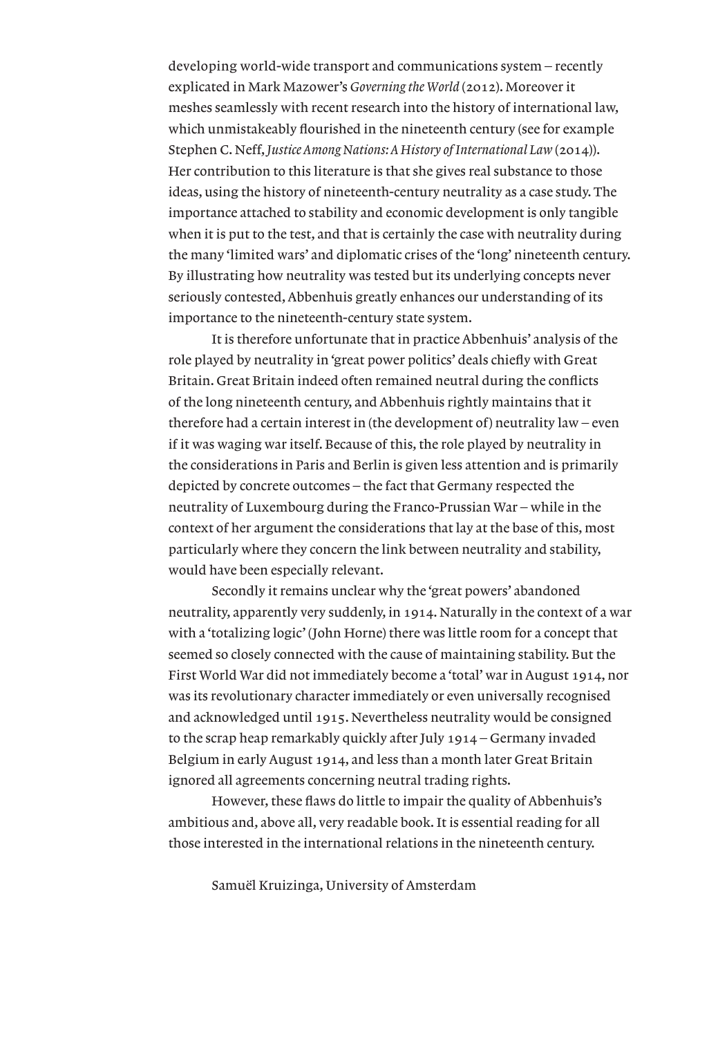developing world-wide transport and communications system – recently explicated in Mark Mazower's *Governing the World* (2012). Moreover it meshes seamlessly with recent research into the history of international law, which unmistakeably flourished in the nineteenth century (see for example Stephen C. Neff, *Justice Among Nations: A History of International Law* (2014)). Her contribution to this literature is that she gives real substance to those ideas, using the history of nineteenth-century neutrality as a case study. The importance attached to stability and economic development is only tangible when it is put to the test, and that is certainly the case with neutrality during the many 'limited wars' and diplomatic crises of the 'long' nineteenth century. By illustrating how neutrality was tested but its underlying concepts never seriously contested, Abbenhuis greatly enhances our understanding of its importance to the nineteenth-century state system.

It is therefore unfortunate that in practice Abbenhuis' analysis of the role played by neutrality in 'great power politics' deals chiefly with Great Britain. Great Britain indeed often remained neutral during the conflicts of the long nineteenth century, and Abbenhuis rightly maintains that it therefore had a certain interest in (the development of) neutrality law – even if it was waging war itself. Because of this, the role played by neutrality in the considerations in Paris and Berlin is given less attention and is primarily depicted by concrete outcomes – the fact that Germany respected the neutrality of Luxembourg during the Franco-Prussian War – while in the context of her argument the considerations that lay at the base of this, most particularly where they concern the link between neutrality and stability, would have been especially relevant.

Secondly it remains unclear why the 'great powers' abandoned neutrality, apparently very suddenly, in 1914. Naturally in the context of a war with a 'totalizing logic' (John Horne) there was little room for a concept that seemed so closely connected with the cause of maintaining stability. But the First World War did not immediately become a 'total' war in August 1914, nor was its revolutionary character immediately or even universally recognised and acknowledged until 1915. Nevertheless neutrality would be consigned to the scrap heap remarkably quickly after July 1914 – Germany invaded Belgium in early August 1914, and less than a month later Great Britain ignored all agreements concerning neutral trading rights.

However, these flaws do little to impair the quality of Abbenhuis's ambitious and, above all, very readable book. It is essential reading for all those interested in the international relations in the nineteenth century.

Samuël Kruizinga, University of Amsterdam